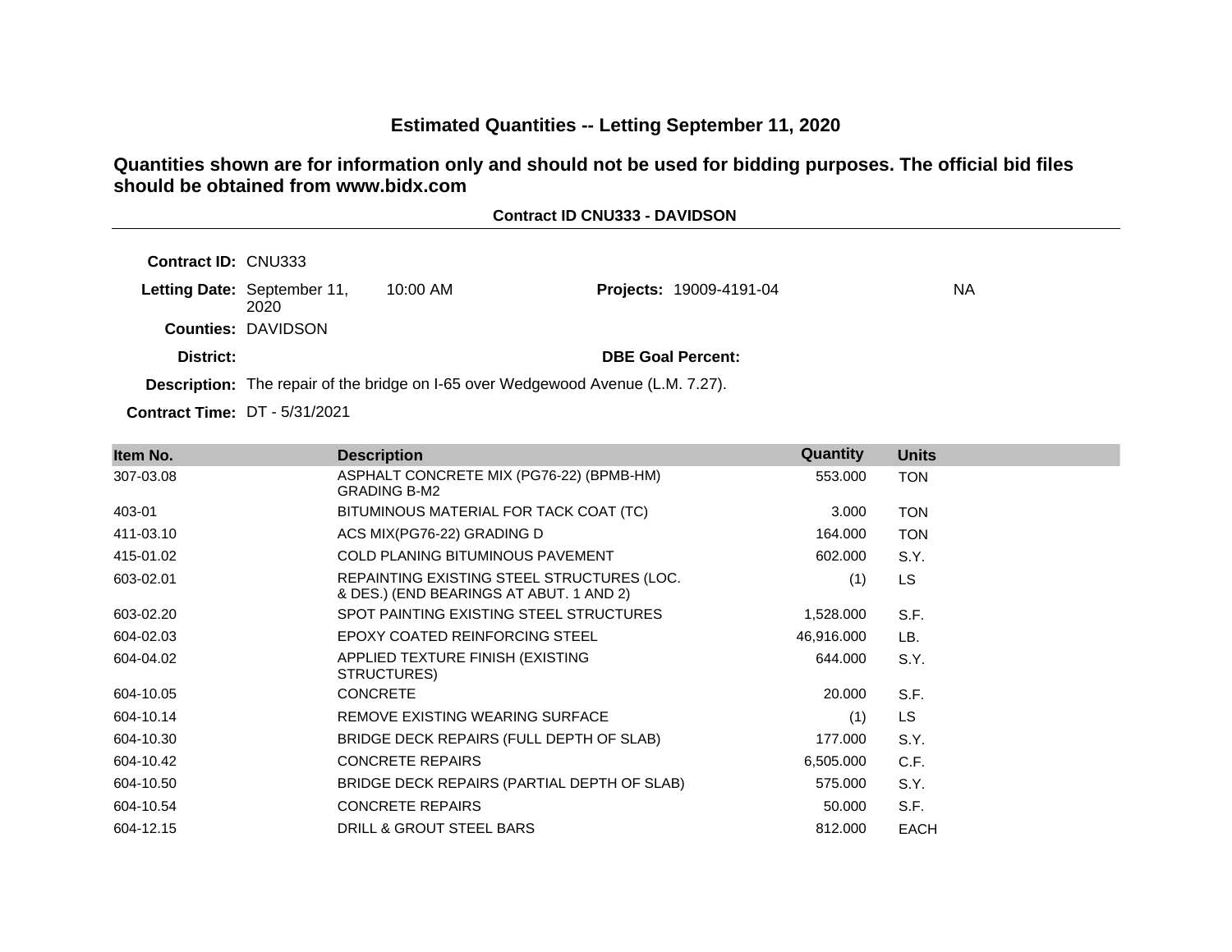# Estimated Quantities -- Letting September 11, 2020

## Quantities shown are for information only and should not be used for bidding purposes. The official bid files should be obtained from www.bidx.com

**Contract ID CNU333 - DAVIDSON**

**Contract ID:** CNU333

**Letting Date:** September 11, 2020 10:00 AM

**Projects:** 19009-4191-04 NA

**Counties:** DAVIDSON

**District:**

**DBE Goal Percent:**

**Description:** The repair of the bridge on I-65 over Wedgewood Avenue (L.M. 7.27).

**Contract Time:** DT - 5/31/2021

| Item No. | Description | Quantity | Units |
|---|---|---|---|
| 307-03.08 | ASPHALT CONCRETE MIX (PG76-22) (BPMB-HM) GRADING B-M2 | 553.000 | TON |
| 403-01 | BITUMINOUS MATERIAL FOR TACK COAT (TC) | 3.000 | TON |
| 411-03.10 | ACS MIX(PG76-22) GRADING D | 164.000 | TON |
| 415-01.02 | COLD PLANING BITUMINOUS PAVEMENT | 602.000 | S.Y. |
| 603-02.01 | REPAINTING EXISTING STEEL STRUCTURES (LOC. & DES.) (END BEARINGS AT ABUT. 1 AND 2) | (1) | LS |
| 603-02.20 | SPOT PAINTING EXISTING STEEL STRUCTURES | 1,528.000 | S.F. |
| 604-02.03 | EPOXY COATED REINFORCING STEEL | 46,916.000 | LB. |
| 604-04.02 | APPLIED TEXTURE FINISH (EXISTING STRUCTURES) | 644.000 | S.Y. |
| 604-10.05 | CONCRETE | 20.000 | S.F. |
| 604-10.14 | REMOVE EXISTING WEARING SURFACE | (1) | LS |
| 604-10.30 | BRIDGE DECK REPAIRS (FULL DEPTH OF SLAB) | 177.000 | S.Y. |
| 604-10.42 | CONCRETE REPAIRS | 6,505.000 | C.F. |
| 604-10.50 | BRIDGE DECK REPAIRS (PARTIAL DEPTH OF SLAB) | 575.000 | S.Y. |
| 604-10.54 | CONCRETE REPAIRS | 50.000 | S.F. |
| 604-12.15 | DRILL & GROUT STEEL BARS | 812.000 | EACH |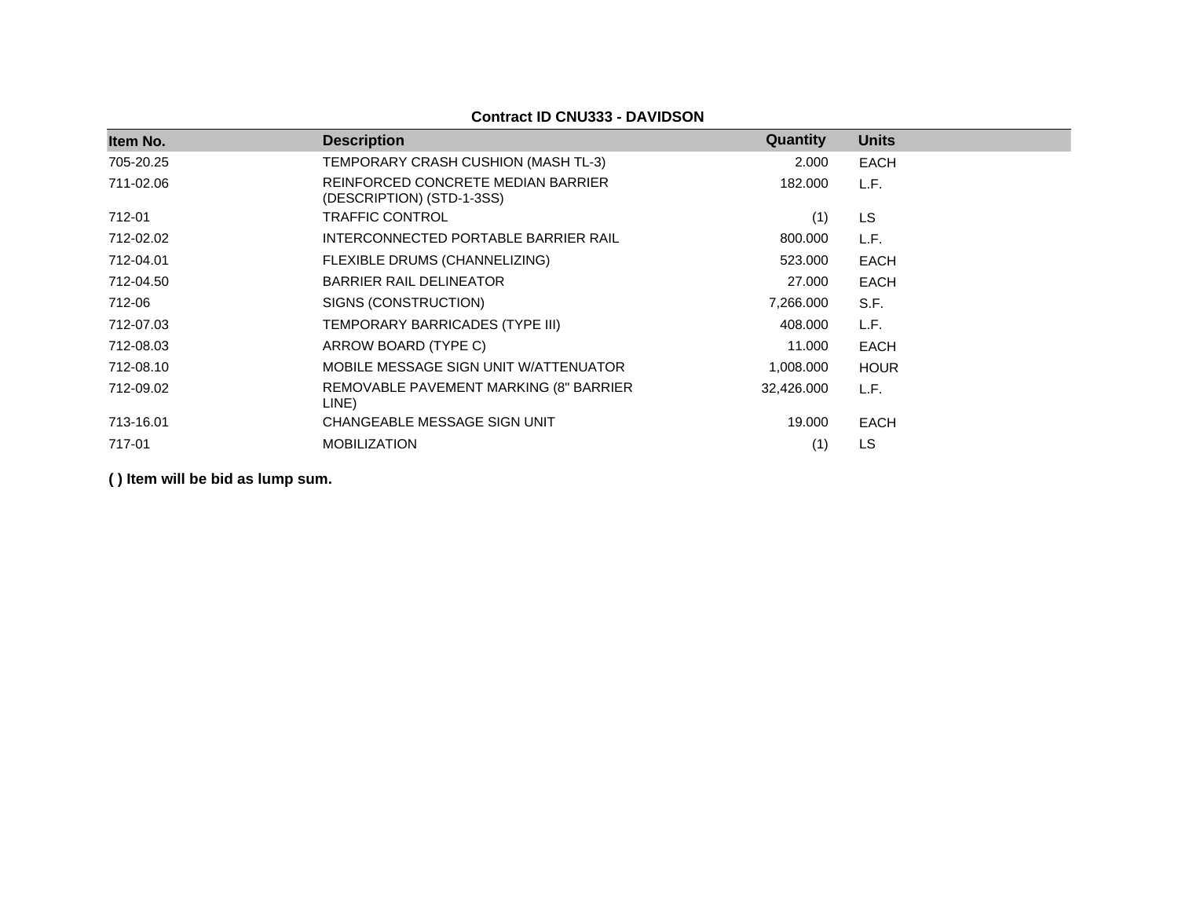**Contract ID CNU333 - DAVIDSON**

| Item No. | Description | Quantity | Units |
|---|---|---|---|
| 705-20.25 | TEMPORARY CRASH CUSHION (MASH TL-3) | 2.000 | EACH |
| 711-02.06 | REINFORCED CONCRETE MEDIAN BARRIER (DESCRIPTION) (STD-1-3SS) | 182.000 | L.F. |
| 712-01 | TRAFFIC CONTROL | (1) | LS |
| 712-02.02 | INTERCONNECTED PORTABLE BARRIER RAIL | 800.000 | L.F. |
| 712-04.01 | FLEXIBLE DRUMS (CHANNELIZING) | 523.000 | EACH |
| 712-04.50 | BARRIER RAIL DELINEATOR | 27.000 | EACH |
| 712-06 | SIGNS (CONSTRUCTION) | 7,266.000 | S.F. |
| 712-07.03 | TEMPORARY BARRICADES (TYPE III) | 408.000 | L.F. |
| 712-08.03 | ARROW BOARD (TYPE C) | 11.000 | EACH |
| 712-08.10 | MOBILE MESSAGE SIGN UNIT W/ATTENUATOR | 1,008.000 | HOUR |
| 712-09.02 | REMOVABLE PAVEMENT MARKING (8" BARRIER LINE) | 32,426.000 | L.F. |
| 713-16.01 | CHANGEABLE MESSAGE SIGN UNIT | 19.000 | EACH |
| 717-01 | MOBILIZATION | (1) | LS |

**( ) Item will be bid as lump sum.**